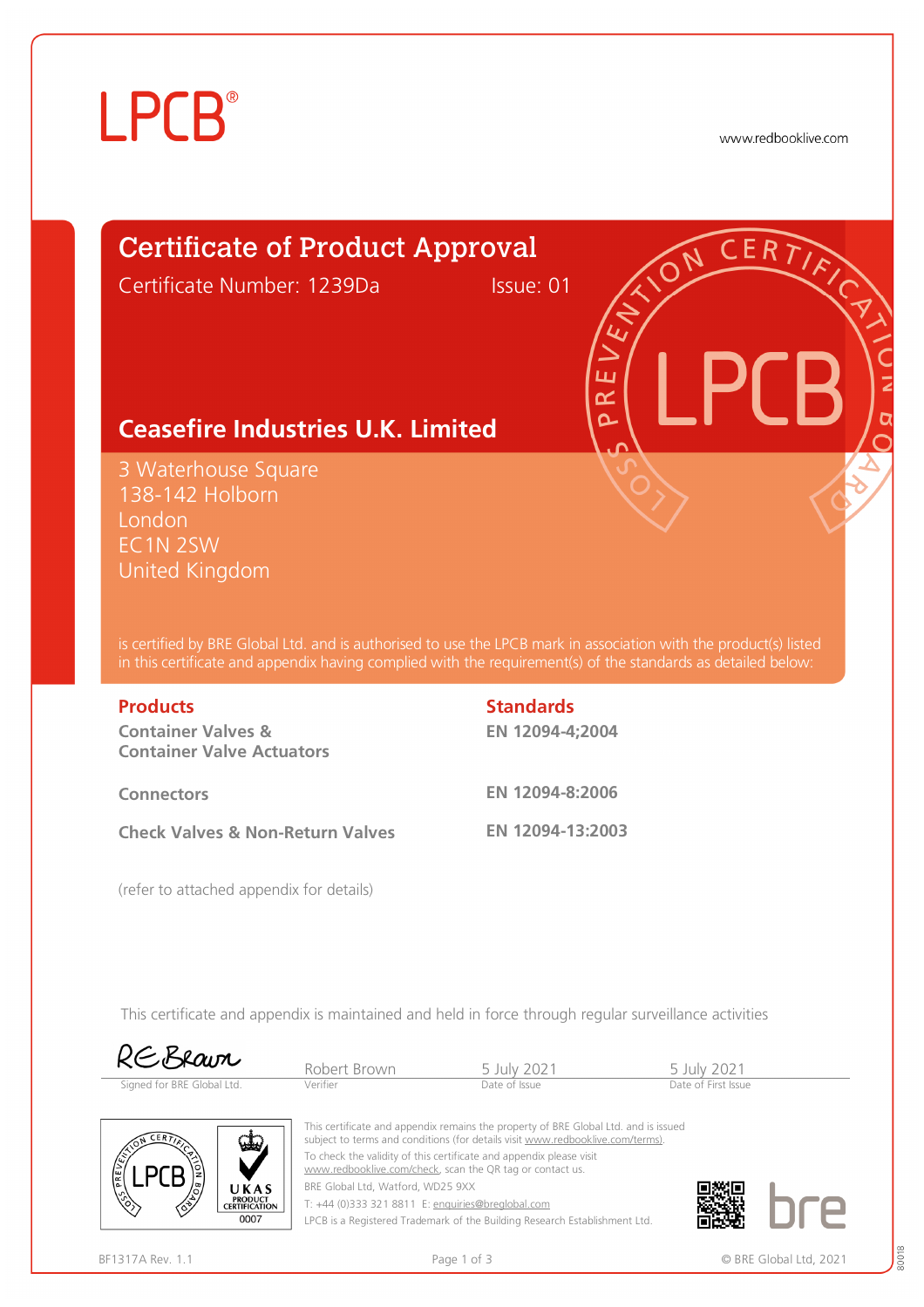LPCB®

www.redbooklive.com

# Certificate of Product Approval

Certificate Number: 1239Da    Issue: 01

## Ceasefire Industries U.K. Limited

3 Waterhouse Square
138-142 Holborn
London
EC1N 2SW
United Kingdom

is certified by BRE Global Ltd. and is authorised to use the LPCB mark in association with the product(s) listed in this certificate and appendix having complied with the requirement(s) of the standards as detailed below:

| Products | Standards |
|---|---|
| **Container Valves & Container Valve Actuators** | **EN 12094-4;2004** |
| **Connectors** | **EN 12094-8:2006** |
| **Check Valves & Non-Return Valves** | **EN 12094-13:2003** |

(refer to attached appendix for details)

This certificate and appendix is maintained and held in force through regular surveillance activities

| Signed for BRE Global Ltd. | Verifier | Date of Issue | Date of First Issue |
|---|---|---|---|
| RE Brown | Robert Brown | 5 July 2021 | 5 July 2021 |

UKAS PRODUCT CERTIFICATION 0007

This certificate and appendix remains the property of BRE Global Ltd. and is issued subject to terms and conditions (for details visit www.redbooklive.com/terms).
To check the validity of this certificate and appendix please visit www.redbooklive.com/check, scan the QR tag or contact us.
BRE Global Ltd, Watford, WD25 9XX
T: +44 (0)333 321 8811 E: enquiries@breglobal.com
LPCB is a Registered Trademark of the Building Research Establishment Ltd.

bre

BF1317A Rev. 1.1

© BRE Global Ltd, 2021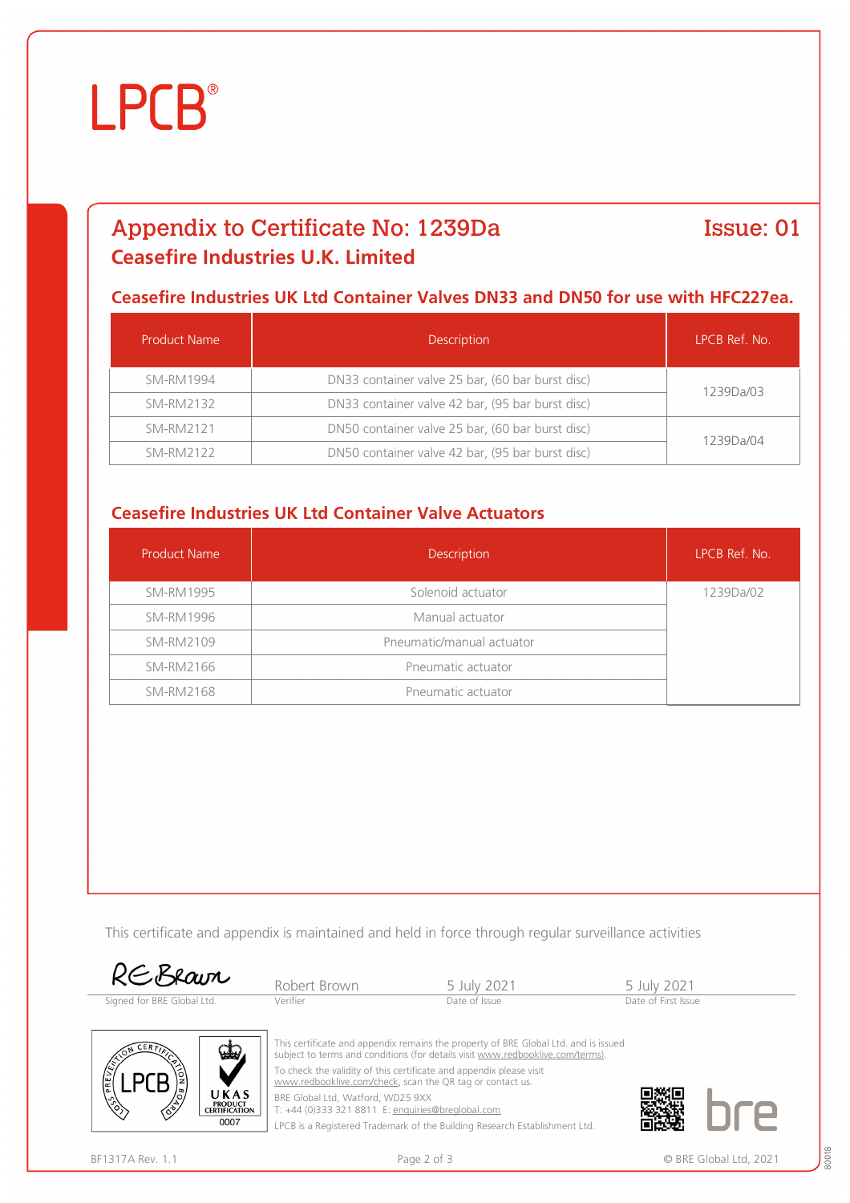## Appendix to Certificate No: 1239Da

**Issue: 01**

### Ceasefire Industries U.K. Limited

### Ceasefire Industries UK Ltd Container Valves DN33 and DN50 for use with HFC227ea.

| Product Name | Description | LPCB Ref. No. |
|---|---|---|
| SM-RM1994 | DN33 container valve 25 bar, (60 bar burst disc) | 1239Da/03 |
| SM-RM2132 | DN33 container valve 42 bar, (95 bar burst disc) | |
| SM-RM2121 | DN50 container valve 25 bar, (60 bar burst disc) | 1239Da/04 |
| SM-RM2122 | DN50 container valve 42 bar, (95 bar burst disc) | |

### Ceasefire Industries UK Ltd Container Valve Actuators

| Product Name | Description | LPCB Ref. No. |
|---|---|---|
| SM-RM1995 | Solenoid actuator | 1239Da/02 |
| SM-RM1996 | Manual actuator | |
| SM-RM2109 | Pneumatic/manual actuator | |
| SM-RM2166 | Pneumatic actuator | |
| SM-RM2168 | Pneumatic actuator | |

This certificate and appendix is maintained and held in force through regular surveillance activities

| Signed for BRE Global Ltd. | Robert Brown<br>Verifier | 5 July 2021<br>Date of Issue | 5 July 2021<br>Date of First Issue |
|---|---|---|---|

This certificate and appendix remains the property of BRE Global Ltd. and is issued subject to terms and conditions (for details visit www.redbooklive.com/terms).

To check the validity of this certificate and appendix please visit www.redbooklive.com/check, scan the QR tag or contact us.

BRE Global Ltd, Watford, WD25 9XX
T: +44 (0)333 321 8811 E: enquiries@breglobal.com

LPCB is a Registered Trademark of the Building Research Establishment Ltd.

BF1317A Rev. 1.1

© BRE Global Ltd, 2021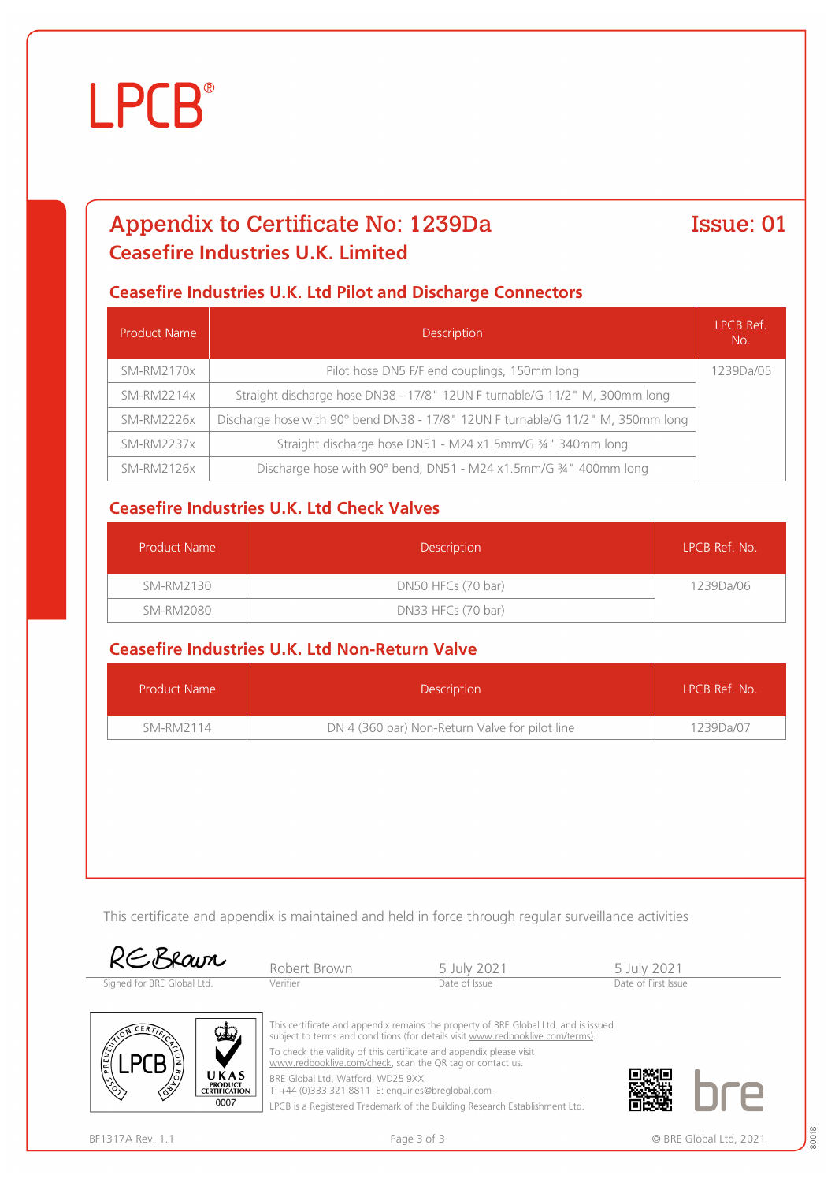LPCB®

# Appendix to Certificate No: 1239Da

Issue: 01

## Ceasefire Industries U.K. Limited

### Ceasefire Industries U.K. Ltd Pilot and Discharge Connectors

| Product Name | Description | LPCB Ref. No. |
|---|---|---|
| SM-RM2170x | Pilot hose DN5 F/F end couplings, 150mm long | 1239Da/05 |
| SM-RM2214x | Straight discharge hose DN38 - 17/8" 12UN F turnable/G 11/2" M, 300mm long | |
| SM-RM2226x | Discharge hose with 90° bend DN38 - 17/8" 12UN F turnable/G 11/2" M, 350mm long | |
| SM-RM2237x | Straight discharge hose DN51 - M24 x1.5mm/G ¾" 340mm long | |
| SM-RM2126x | Discharge hose with 90° bend, DN51 - M24 x1.5mm/G ¾" 400mm long | |

### Ceasefire Industries U.K. Ltd Check Valves

| Product Name | Description | LPCB Ref. No. |
|---|---|---|
| SM-RM2130 | DN50 HFCs (70 bar) | 1239Da/06 |
| SM-RM2080 | DN33 HFCs (70 bar) | |

### Ceasefire Industries U.K. Ltd Non-Return Valve

| Product Name | Description | LPCB Ref. No. |
|---|---|---|
| SM-RM2114 | DN 4 (360 bar) Non-Return Valve for pilot line | 1239Da/07 |

This certificate and appendix is maintained and held in force through regular surveillance activities

| Signed for BRE Global Ltd. | Verifier | Date of Issue | Date of First Issue |
|---|---|---|---|
| RE Brown | Robert Brown | 5 July 2021 | 5 July 2021 |

This certificate and appendix remains the property of BRE Global Ltd. and is issued subject to terms and conditions (for details visit www.redbooklive.com/terms).

To check the validity of this certificate and appendix please visit www.redbooklive.com/check, scan the QR tag or contact us.

BRE Global Ltd, Watford, WD25 9XX
T: +44 (0)333 321 8811 E: enquiries@breglobal.com

LPCB is a Registered Trademark of the Building Research Establishment Ltd.

UKAS PRODUCT CERTIFICATION 0007

BF1317A Rev. 1.1

© BRE Global Ltd, 2021